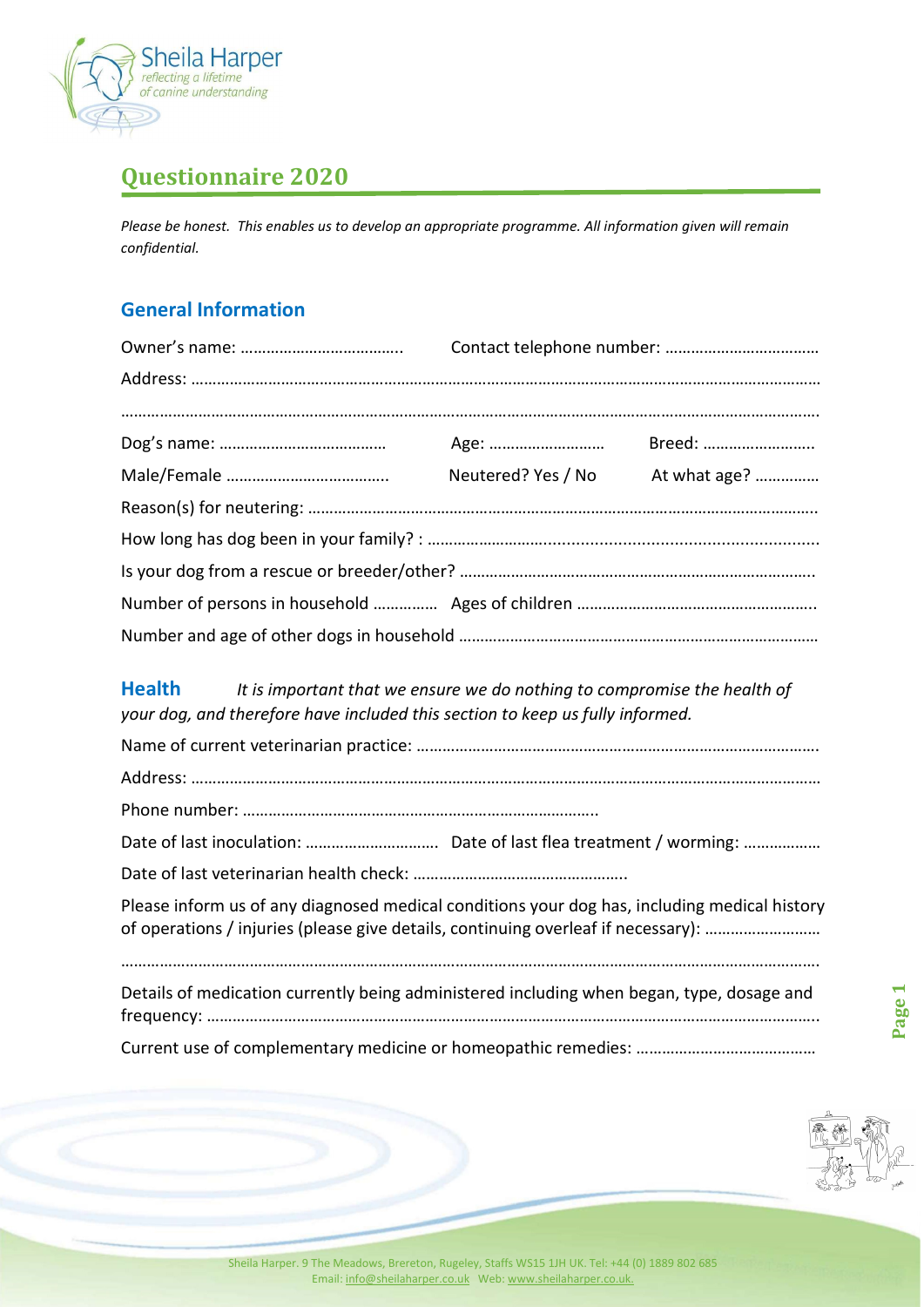Sheila Harper
*reflecting a lifetime of canine understanding*

# Questionnaire 2020

*Please be honest. This enables us to develop an appropriate programme. All information given will remain confidential.*

## General Information

Owner's name: ……………………………….. Contact telephone number: ………………………………

Address: ……………………………………………………………………………………………………………………………

……………………………………………………………………………………………………………………………………………

Dog's name: ………………………………… Age: …………………….. Breed: ……………………..

Male/Female ……………………………….. Neutered? Yes / No At what age? ……………

Reason(s) for neutering: ……………………………………………………………………………………………………..

How long has dog been in your family? : ……………………....................................................

Is your dog from a rescue or breeder/other? ……………………………………………………………………….

Number of persons in household …………… Ages of children ………………………………………………..

Number and age of other dogs in household …………………………………………………………………………

## Health

*It is important that we ensure we do nothing to compromise the health of your dog, and therefore have included this section to keep us fully informed.*

Name of current veterinarian practice: …………………………………………………………………………………

Address: ……………………………………………………………………………………………………………………………

Phone number: ………………………………………………………………………..

Date of last inoculation: ………………………… Date of last flea treatment / worming: ………………

Date of last veterinarian health check: …………………………………………..

Please inform us of any diagnosed medical conditions your dog has, including medical history of operations / injuries (please give details, continuing overleaf if necessary): ………………………

……………………………………………………………………………………………………………………………………………

Details of medication currently being administered including when began, type, dosage and frequency: ………………………………………………………………………………………………………………………..

Current use of complementary medicine or homeopathic remedies: ……………………………………

Sheila Harper. 9 The Meadows, Brereton, Rugeley, Staffs WS15 1JH UK. Tel: +44 (0) 1889 802 685
Email: info@sheilaharper.co.uk Web: www.sheilaharper.co.uk.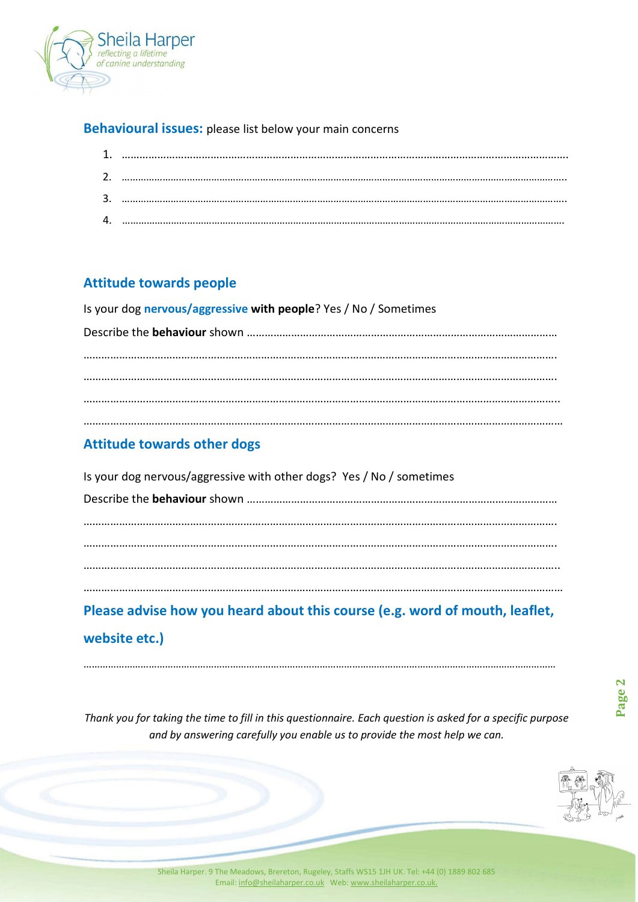## Behavioural issues: please list below your main concerns

1. ……………………………………………………………………………………………………………………………………
2. ……………………………………………………………………………………………………………………………………
3. ……………………………………………………………………………………………………………………………………
4. ……………………………………………………………………………………………………………………………………

## Attitude towards people

Is your dog **nervous/aggressive with people**? Yes / No / Sometimes

Describe the **behaviour** shown ………………………………………………………………………………………

……………………………………………………………………………………………………………………………………

……………………………………………………………………………………………………………………………………

……………………………………………………………………………………………………………………………………

……………………………………………………………………………………………………………………………………

## Attitude towards other dogs

Is your dog nervous/aggressive with other dogs? Yes / No / sometimes

Describe the **behaviour** shown ………………………………………………………………………………………

……………………………………………………………………………………………………………………………………

……………………………………………………………………………………………………………………………………

……………………………………………………………………………………………………………………………………

……………………………………………………………………………………………………………………………………

## Please advise how you heard about this course (e.g. word of mouth, leaflet, website etc.)

……………………………………………………………………………………………………………………………………

*Thank you for taking the time to fill in this questionnaire. Each question is asked for a specific purpose and by answering carefully you enable us to provide the most help we can.*

Sheila Harper. 9 The Meadows, Brereton, Rugeley, Staffs WS15 1JH UK. Tel: +44 (0) 1889 802 685
Email: info@sheilaharper.co.uk Web: www.sheilaharper.co.uk.